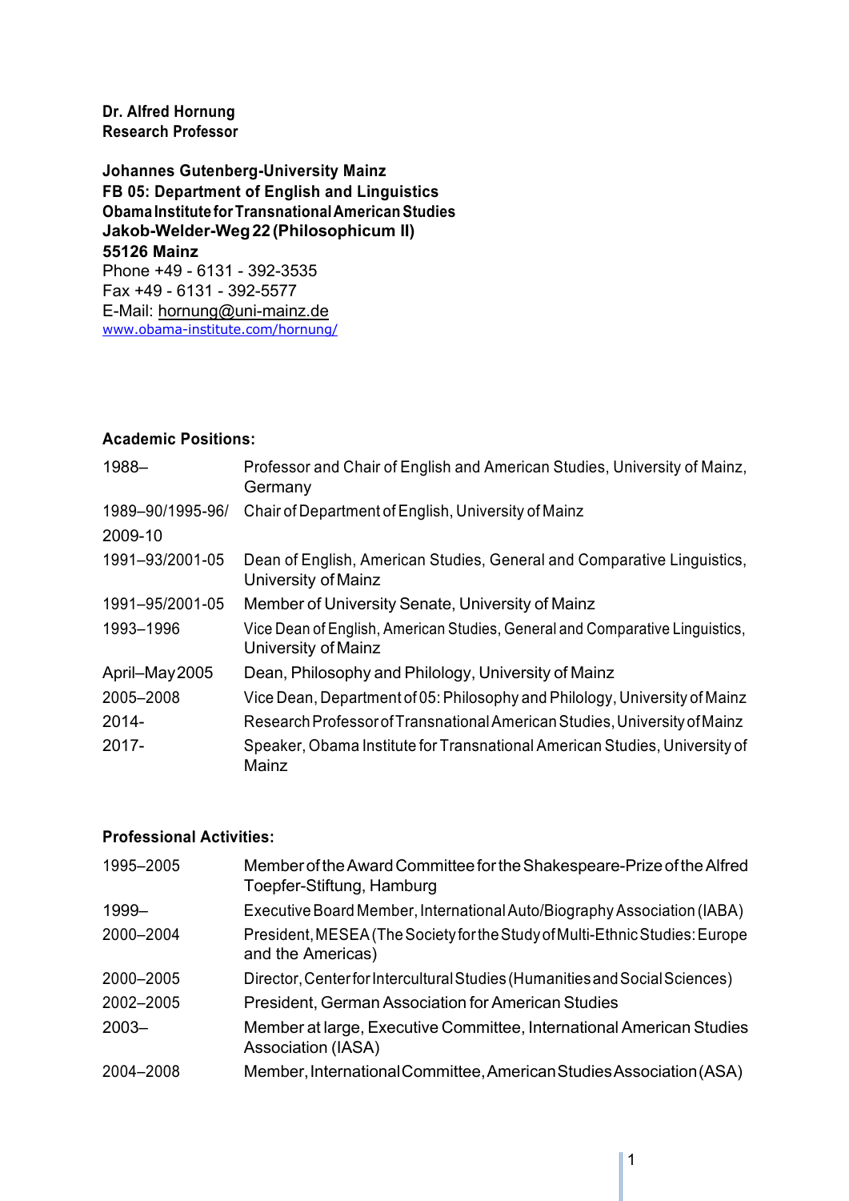**Dr. Alfred Hornung**
**Research Professor**

**Johannes Gutenberg-University Mainz**
**FB 05: Department of English and Linguistics**
**Obama Institute for Transnational American Studies**
**Jakob-Welder-Weg 22 (Philosophicum II)**
**55126 Mainz**
Phone +49 - 6131 - 392-3535
Fax +49 - 6131 - 392-5577
E-Mail: hornung@uni-mainz.de
www.obama-institute.com/hornung/

**Academic Positions:**

| | |
|---|---|
| 1988– | Professor and Chair of English and American Studies, University of Mainz, Germany |
| 1989–90/1995-96/ 2009-10 | Chair of Department of English, University of Mainz |
| 1991–93/2001-05 | Dean of English, American Studies, General and Comparative Linguistics, University of Mainz |
| 1991–95/2001-05 | Member of University Senate, University of Mainz |
| 1993–1996 | Vice Dean of English, American Studies, General and Comparative Linguistics, University of Mainz |
| April–May 2005 | Dean, Philosophy and Philology, University of Mainz |
| 2005–2008 | Vice Dean, Department of 05: Philosophy and Philology, University of Mainz |
| 2014- | Research Professor of Transnational American Studies, University of Mainz |
| 2017- | Speaker, Obama Institute for Transnational American Studies, University of Mainz |

**Professional Activities:**

| | |
|---|---|
| 1995–2005 | Member of the Award Committee for the Shakespeare-Prize of the Alfred Toepfer-Stiftung, Hamburg |
| 1999– | Executive Board Member, International Auto/Biography Association (IABA) |
| 2000–2004 | President, MESEA (The Society for the Study of Multi-Ethnic Studies: Europe and the Americas) |
| 2000–2005 | Director, Center for Intercultural Studies (Humanities and Social Sciences) |
| 2002–2005 | President, German Association for American Studies |
| 2003– | Member at large, Executive Committee, International American Studies Association (IASA) |
| 2004–2008 | Member, International Committee, American Studies Association (ASA) |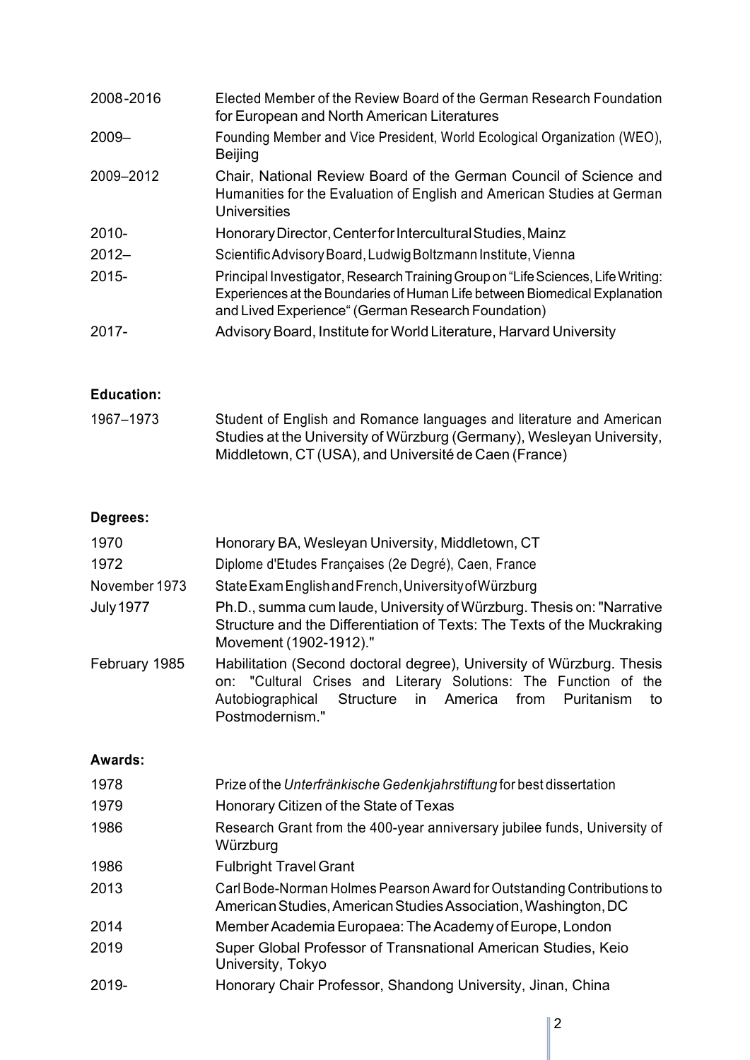| | |
|---|---|
| 2008-2016 | Elected Member of the Review Board of the German Research Foundation for European and North American Literatures |
| 2009– | Founding Member and Vice President, World Ecological Organization (WEO), Beijing |
| 2009–2012 | Chair, National Review Board of the German Council of Science and Humanities for the Evaluation of English and American Studies at German Universities |
| 2010- | Honorary Director, Center for Intercultural Studies, Mainz |
| 2012– | Scientific Advisory Board, Ludwig Boltzmann Institute, Vienna |
| 2015- | Principal Investigator, Research Training Group on "Life Sciences, Life Writing: Experiences at the Boundaries of Human Life between Biomedical Explanation and Lived Experience" (German Research Foundation) |
| 2017- | Advisory Board, Institute for World Literature, Harvard University |

**Education:**

| | |
|---|---|
| 1967–1973 | Student of English and Romance languages and literature and American Studies at the University of Würzburg (Germany), Wesleyan University, Middletown, CT (USA), and Université de Caen (France) |

**Degrees:**

| | |
|---|---|
| 1970 | Honorary BA, Wesleyan University, Middletown, CT |
| 1972 | Diplome d'Etudes Françaises (2e Degré), Caen, France |
| November 1973 | State Exam English and French, University of Würzburg |
| July 1977 | Ph.D., summa cum laude, University of Würzburg. Thesis on: "Narrative Structure and the Differentiation of Texts: The Texts of the Muckraking Movement (1902-1912)." |
| February 1985 | Habilitation (Second doctoral degree), University of Würzburg. Thesis on: "Cultural Crises and Literary Solutions: The Function of the Autobiographical Structure in America from Puritanism to Postmodernism." |

**Awards:**

| | |
|---|---|
| 1978 | Prize of the *Unterfränkische Gedenkjahrstiftung* for best dissertation |
| 1979 | Honorary Citizen of the State of Texas |
| 1986 | Research Grant from the 400-year anniversary jubilee funds, University of Würzburg |
| 1986 | Fulbright Travel Grant |
| 2013 | Carl Bode-Norman Holmes Pearson Award for Outstanding Contributions to American Studies, American Studies Association, Washington, DC |
| 2014 | Member Academia Europaea: The Academy of Europe, London |
| 2019 | Super Global Professor of Transnational American Studies, Keio University, Tokyo |
| 2019- | Honorary Chair Professor, Shandong University, Jinan, China |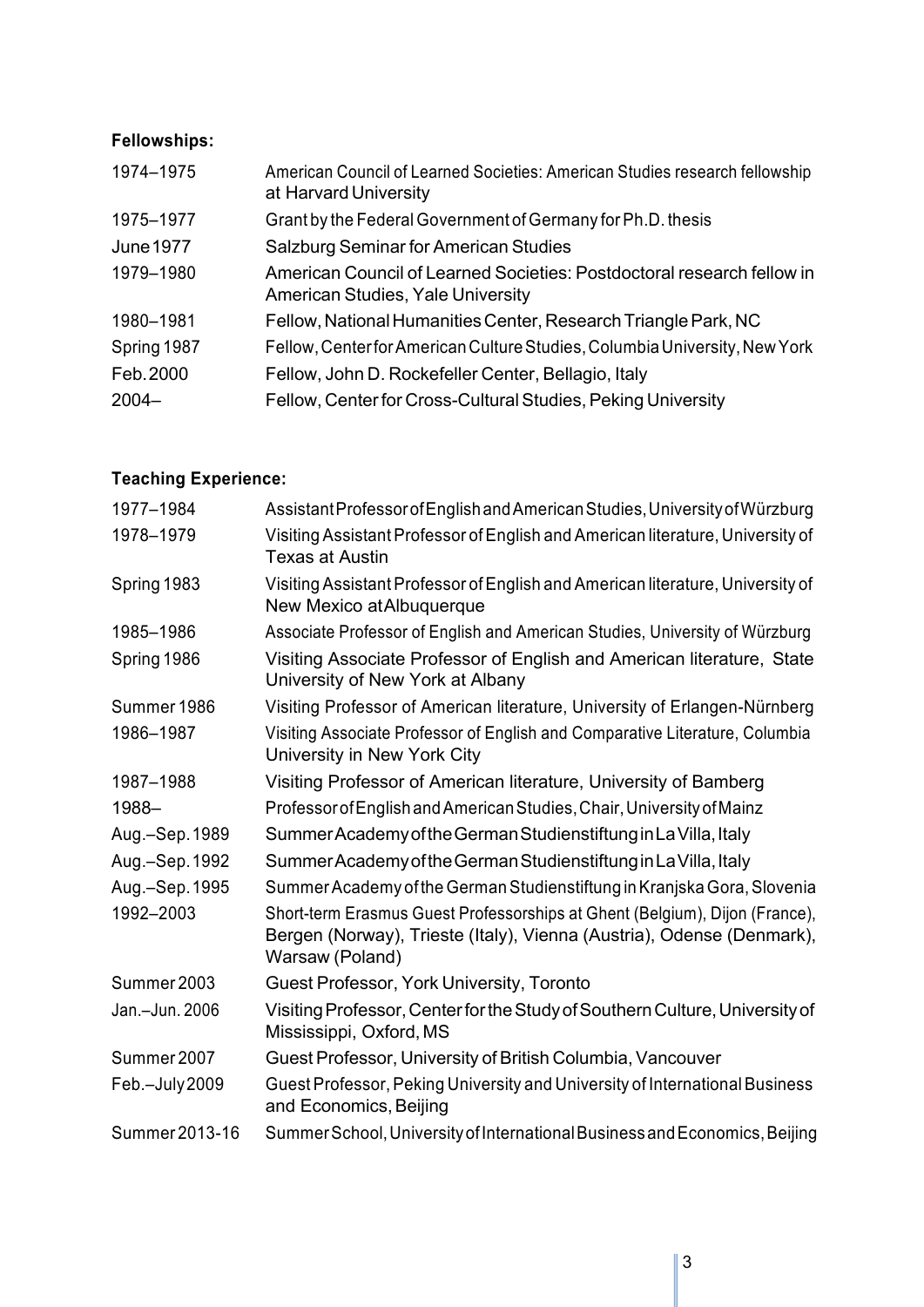**Fellowships:**

| | |
|---|---|
| 1974–1975 | American Council of Learned Societies: American Studies research fellowship at Harvard University |
| 1975–1977 | Grant by the Federal Government of Germany for Ph.D. thesis |
| June 1977 | Salzburg Seminar for American Studies |
| 1979–1980 | American Council of Learned Societies: Postdoctoral research fellow in American Studies, Yale University |
| 1980–1981 | Fellow, National Humanities Center, Research Triangle Park, NC |
| Spring 1987 | Fellow, Center for American Culture Studies, Columbia University, New York |
| Feb. 2000 | Fellow, John D. Rockefeller Center, Bellagio, Italy |
| 2004– | Fellow, Center for Cross-Cultural Studies, Peking University |

**Teaching Experience:**

| | |
|---|---|
| 1977–1984 | Assistant Professor of English and American Studies, University of Würzburg |
| 1978–1979 | Visiting Assistant Professor of English and American literature, University of Texas at Austin |
| Spring 1983 | Visiting Assistant Professor of English and American literature, University of New Mexico at Albuquerque |
| 1985–1986 | Associate Professor of English and American Studies, University of Würzburg |
| Spring 1986 | Visiting Associate Professor of English and American literature, State University of New York at Albany |
| Summer 1986 | Visiting Professor of American literature, University of Erlangen-Nürnberg |
| 1986–1987 | Visiting Associate Professor of English and Comparative Literature, Columbia University in New York City |
| 1987–1988 | Visiting Professor of American literature, University of Bamberg |
| 1988– | Professor of English and American Studies, Chair, University of Mainz |
| Aug.–Sep. 1989 | Summer Academy of the German Studienstiftung in La Villa, Italy |
| Aug.–Sep. 1992 | Summer Academy of the German Studienstiftung in La Villa, Italy |
| Aug.–Sep. 1995 | Summer Academy of the German Studienstiftung in Kranjska Gora, Slovenia |
| 1992–2003 | Short-term Erasmus Guest Professorships at Ghent (Belgium), Dijon (France), Bergen (Norway), Trieste (Italy), Vienna (Austria), Odense (Denmark), Warsaw (Poland) |
| Summer 2003 | Guest Professor, York University, Toronto |
| Jan.–Jun. 2006 | Visiting Professor, Center for the Study of Southern Culture, University of Mississippi, Oxford, MS |
| Summer 2007 | Guest Professor, University of British Columbia, Vancouver |
| Feb.–July 2009 | Guest Professor, Peking University and University of International Business and Economics, Beijing |
| Summer 2013-16 | Summer School, University of International Business and Economics, Beijing |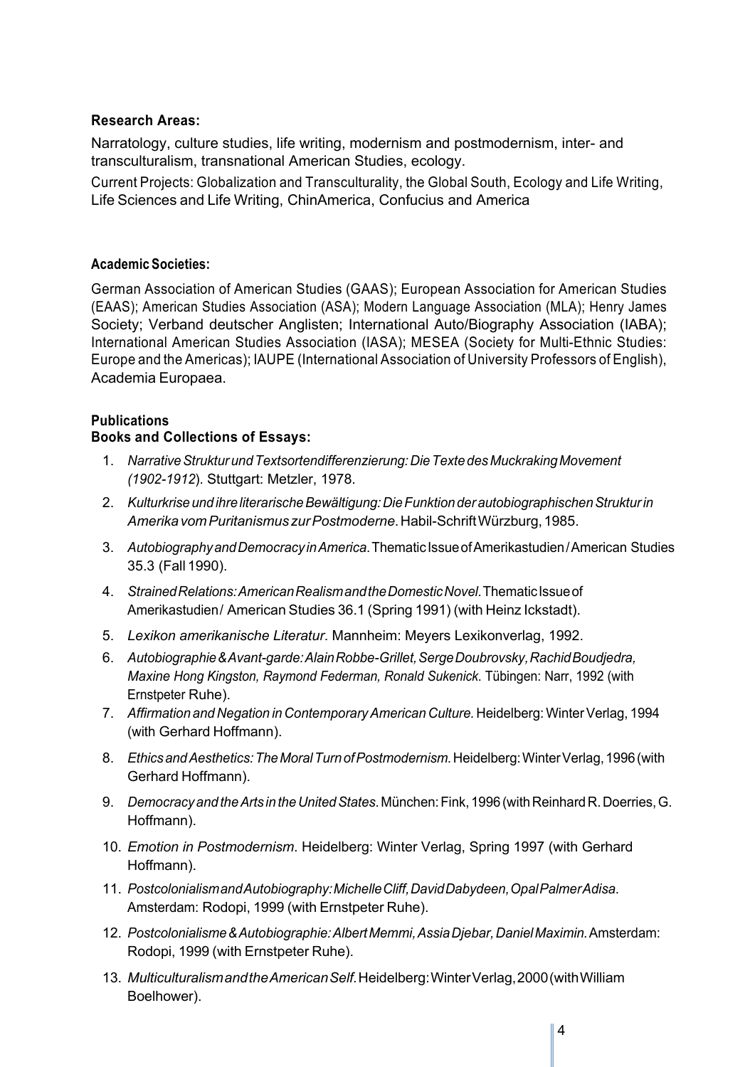**Research Areas:**

Narratology, culture studies, life writing, modernism and postmodernism, inter- and transculturalism, transnational American Studies, ecology.

Current Projects: Globalization and Transculturality, the Global South, Ecology and Life Writing, Life Sciences and Life Writing, ChinAmerica, Confucius and America

**Academic Societies:**

German Association of American Studies (GAAS); European Association for American Studies (EAAS); American Studies Association (ASA); Modern Language Association (MLA); Henry James Society; Verband deutscher Anglisten; International Auto/Biography Association (IABA); International American Studies Association (IASA); MESEA (Society for Multi-Ethnic Studies: Europe and the Americas); IAUPE (International Association of University Professors of English), Academia Europaea.

**Publications**

**Books and Collections of Essays:**

1. *Narrative Struktur und Textsortendifferenzierung: Die Texte des Muckraking Movement (1902-1912*). Stuttgart: Metzler, 1978.
2. *Kulturkrise und ihre literarische Bewältigung: Die Funktion der autobiographischen Struktur in Amerika vom Puritanismus zur Postmoderne*. Habil-Schrift Würzburg, 1985.
3. *Autobiography and Democracy in America*. Thematic Issue of Amerikastudien / American Studies 35.3 (Fall 1990).
4. *Strained Relations: American Realism and the Domestic Novel*. Thematic Issue of Amerikastudien / American Studies 36.1 (Spring 1991) (with Heinz Ickstadt).
5. *Lexikon amerikanische Literatur*. Mannheim: Meyers Lexikonverlag, 1992.
6. *Autobiographie & Avant-garde: Alain Robbe-Grillet, Serge Doubrovsky, Rachid Boudjedra, Maxine Hong Kingston, Raymond Federman, Ronald Sukenick*. Tübingen: Narr, 1992 (with Ernstpeter Ruhe).
7. *Affirmation and Negation in Contemporary American Culture.* Heidelberg: Winter Verlag, 1994 (with Gerhard Hoffmann).
8. *Ethics and Aesthetics: The Moral Turn of Postmodernism.* Heidelberg: Winter Verlag, 1996 (with Gerhard Hoffmann).
9. *Democracy and the Arts in the United States*. München: Fink, 1996 (with Reinhard R. Doerries, G. Hoffmann).
10. *Emotion in Postmodernism*. Heidelberg: Winter Verlag, Spring 1997 (with Gerhard Hoffmann).
11. *Postcolonialism and Autobiography: Michelle Cliff, David Dabydeen, Opal Palmer Adisa*. Amsterdam: Rodopi, 1999 (with Ernstpeter Ruhe).
12. *Postcolonialisme & Autobiographie: Albert Memmi, Assia Djebar, Daniel Maximin.* Amsterdam: Rodopi, 1999 (with Ernstpeter Ruhe).
13. *Multiculturalism and the American Self*. Heidelberg: Winter Verlag, 2000 (with William Boelhower).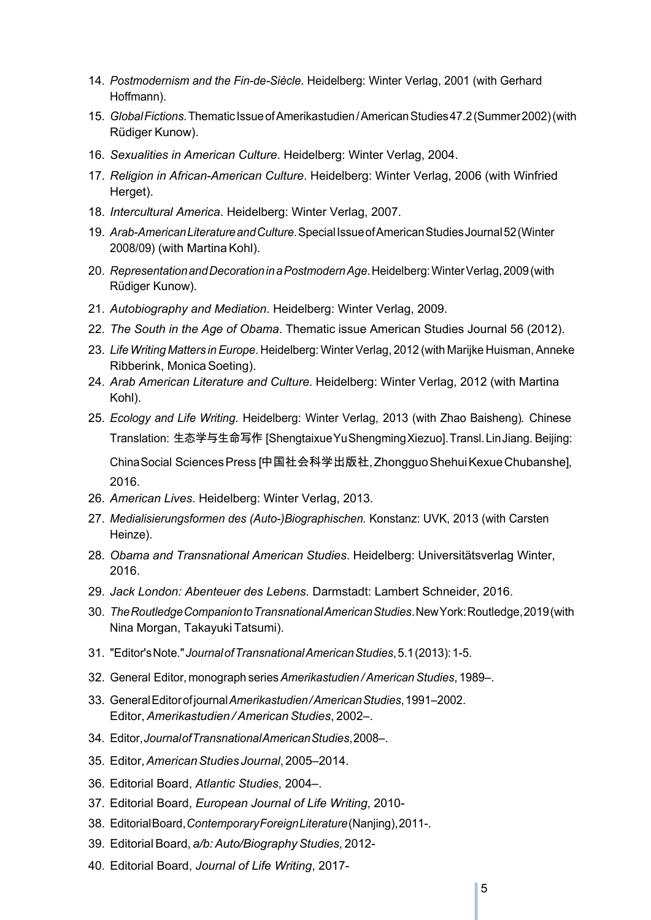14. *Postmodernism and the Fin-de-Siècle*. Heidelberg: Winter Verlag, 2001 (with Gerhard Hoffmann).
15. *Global Fictions*. Thematic Issue of Amerikastudien / American Studies 47.2 (Summer 2002) (with Rüdiger Kunow).
16. *Sexualities in American Culture*. Heidelberg: Winter Verlag, 2004.
17. *Religion in African-American Culture*. Heidelberg: Winter Verlag, 2006 (with Winfried Herget).
18. *Intercultural America*. Heidelberg: Winter Verlag, 2007.
19. *Arab-American Literature and Culture*. Special Issue of American Studies Journal 52 (Winter 2008/09) (with Martina Kohl).
20. *Representation and Decoration in a Postmodern Age*. Heidelberg: Winter Verlag, 2009 (with Rüdiger Kunow).
21. *Autobiography and Mediation*. Heidelberg: Winter Verlag, 2009.
22. *The South in the Age of Obama*. Thematic issue American Studies Journal 56 (2012).
23. *Life Writing Matters in Europe*. Heidelberg: Winter Verlag, 2012 (with Marijke Huisman, Anneke Ribberink, Monica Soeting).
24. *Arab American Literature and Culture*. Heidelberg: Winter Verlag, 2012 (with Martina Kohl).
25. *Ecology and Life Writing*. Heidelberg: Winter Verlag, 2013 (with Zhao Baisheng). Chinese Translation: 生态学与生命写作 [Shengtaixue Yu Shengming Xiezuo]. Transl. Lin Jiang. Beijing: China Social Sciences Press [中国社会科学出版社, Zhongguo Shehui Kexue Chubanshe], 2016.
26. *American Lives*. Heidelberg: Winter Verlag, 2013.
27. *Medialisierungsformen des (Auto-)Biographischen.* Konstanz: UVK, 2013 (with Carsten Heinze).
28. *Obama and Transnational American Studies*. Heidelberg: Universitätsverlag Winter, 2016.
29. *Jack London: Abenteuer des Lebens*. Darmstadt: Lambert Schneider, 2016.
30. *The Routledge Companion to Transnational American Studies*. New York: Routledge, 2019 (with Nina Morgan, Takayuki Tatsumi).
31. "Editor's Note." *Journal of Transnational American Studies*, 5.1 (2013): 1-5.
32. General Editor, monograph series *Amerikastudien / American Studies*, 1989–.
33. General Editor of journal *Amerikastudien / American Studies*, 1991–2002.
    Editor, *Amerikastudien / American Studies*, 2002–.
34. Editor, *Journal of Transnational American Studies*, 2008–.
35. Editor, *American Studies Journal*, 2005–2014.
36. Editorial Board, *Atlantic Studies*, 2004–.
37. Editorial Board, *European Journal of Life Writing*, 2010-
38. Editorial Board, *Contemporary Foreign Literature* (Nanjing), 2011-.
39. Editorial Board, *a/b: Auto/Biography Studies,* 2012-
40. Editorial Board, *Journal of Life Writing*, 2017-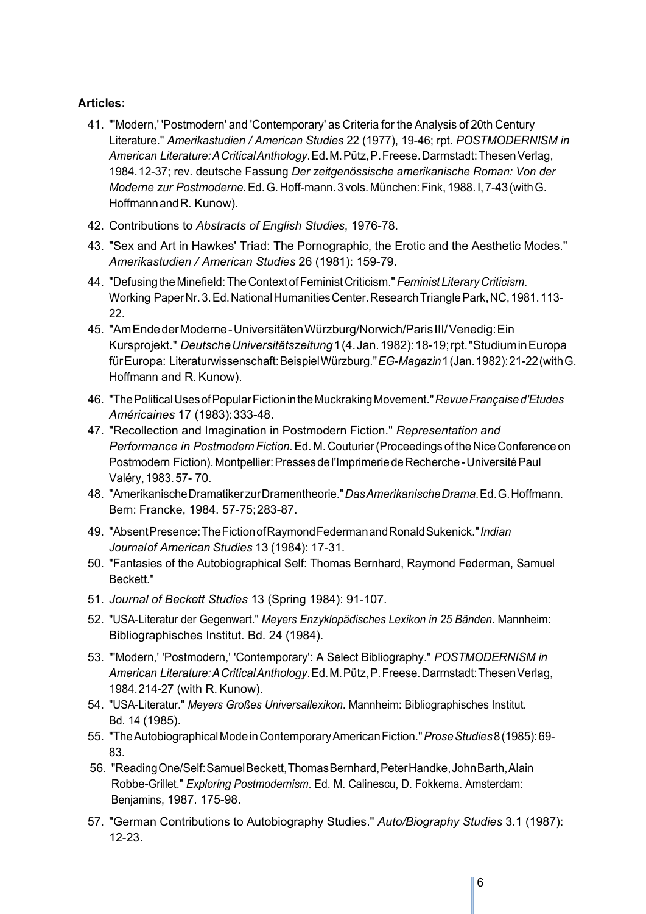**Articles:**

41. "'Modern,' 'Postmodern' and 'Contemporary' as Criteria for the Analysis of 20th Century Literature." *Amerikastudien / American Studies* 22 (1977), 19-46; rpt. *POSTMODERNISM in American Literature: A Critical Anthology*. Ed. M. Pütz, P. Freese. Darmstadt: Thesen Verlag, 1984. 12-37; rev. deutsche Fassung *Der zeitgenössische amerikanische Roman: Von der Moderne zur Postmoderne*. Ed. G. Hoff-mann. 3 vols. München: Fink, 1988. I, 7-43 (with G. Hoffmann and R. Kunow).
42. Contributions to *Abstracts of English Studies*, 1976-78.
43. "Sex and Art in Hawkes' Triad: The Pornographic, the Erotic and the Aesthetic Modes." *Amerikastudien / American Studies* 26 (1981): 159-79.
44. "Defusing the Minefield: The Context of Feminist Criticism." *Feminist Literary Criticism*. Working Paper Nr. 3. Ed. National Humanities Center. Research Triangle Park, NC, 1981. 113-22.
45. "Am Ende der Moderne - Universitäten Würzburg/Norwich/Paris III/ Venedig: Ein Kursprojekt." *Deutsche Universitätszeitung* 1 (4. Jan. 1982): 18-19; rpt. "Studium in Europa für Europa: Literaturwissenschaft: Beispiel Würzburg." *EG-Magazin* 1 (Jan. 1982): 21-22 (with G. Hoffmann and R. Kunow).
46. "The Political Uses of Popular Fiction in the Muckraking Movement." *Revue Française d'Etudes Américaines* 17 (1983): 333-48.
47. "Recollection and Imagination in Postmodern Fiction." *Representation and Performance in Postmodern Fiction*. Ed. M. Couturier (Proceedings of the Nice Conference on Postmodern Fiction). Montpellier: Presses de l'Imprimerie de Recherche - Université Paul Valéry, 1983. 57- 70.
48. "Amerikanische Dramatiker zur Dramentheorie." *Das Amerikanische Drama*. Ed. G. Hoffmann. Bern: Francke, 1984. 57-75; 283-87.
49. "Absent Presence: The Fiction of Raymond Federman and Ronald Sukenick." *Indian Journal of American Studies* 13 (1984): 17-31.
50. "Fantasies of the Autobiographical Self: Thomas Bernhard, Raymond Federman, Samuel Beckett."
51. *Journal of Beckett Studies* 13 (Spring 1984): 91-107.
52. "USA-Literatur der Gegenwart." *Meyers Enzyklopädisches Lexikon in 25 Bänden*. Mannheim: Bibliographisches Institut. Bd. 24 (1984).
53. "'Modern,' 'Postmodern,' 'Contemporary': A Select Bibliography." *POSTMODERNISM in American Literature: A Critical Anthology*. Ed. M. Pütz, P. Freese. Darmstadt: Thesen Verlag, 1984. 214-27 (with R. Kunow).
54. "USA-Literatur." *Meyers Großes Universallexikon*. Mannheim: Bibliographisches Institut. Bd. 14 (1985).
55. "The Autobiographical Mode in Contemporary American Fiction." *Prose Studies* 8 (1985): 69-83.
56. "Reading One/Self: Samuel Beckett, Thomas Bernhard, Peter Handke, John Barth, Alain Robbe-Grillet." *Exploring Postmodernism*. Ed. M. Calinescu, D. Fokkema. Amsterdam: Benjamins, 1987. 175-98.
57. "German Contributions to Autobiography Studies." *Auto/Biography Studies* 3.1 (1987): 12-23.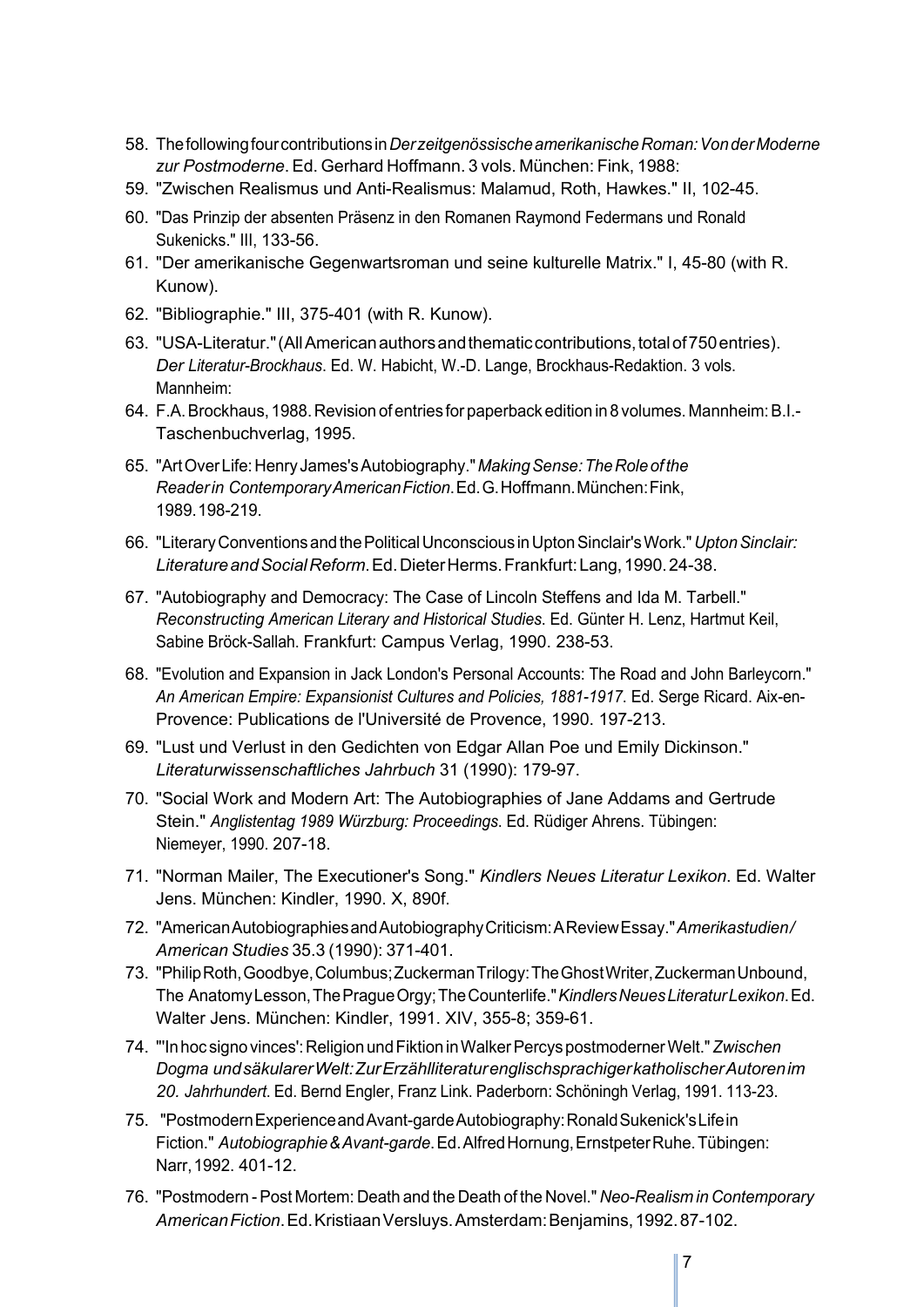58. The following four contributions in *Der zeitgenössische amerikanische Roman: Von der Moderne zur Postmoderne*. Ed. Gerhard Hoffmann. 3 vols. München: Fink, 1988:
59. "Zwischen Realismus und Anti-Realismus: Malamud, Roth, Hawkes." II, 102-45.
60. "Das Prinzip der absenten Präsenz in den Romanen Raymond Federmans und Ronald Sukenicks." III, 133-56.
61. "Der amerikanische Gegenwartsroman und seine kulturelle Matrix." I, 45-80 (with R. Kunow).
62. "Bibliographie." III, 375-401 (with R. Kunow).
63. "USA-Literatur." (All American authors and thematic contributions, total of 750 entries). *Der Literatur-Brockhaus*. Ed. W. Habicht, W.-D. Lange, Brockhaus-Redaktion. 3 vols. Mannheim:
64. F.A. Brockhaus, 1988. Revision of entries for paperback edition in 8 volumes. Mannheim: B.I.-Taschenbuchverlag, 1995.
65. "Art Over Life: Henry James's Autobiography." *Making Sense: The Role of the Reader in Contemporary American Fiction*. Ed. G. Hoffmann. München: Fink, 1989. 198-219.
66. "Literary Conventions and the Political Unconscious in Upton Sinclair's Work." *Upton Sinclair: Literature and Social Reform*. Ed. Dieter Herms. Frankfurt: Lang, 1990. 24-38.
67. "Autobiography and Democracy: The Case of Lincoln Steffens and Ida M. Tarbell." *Reconstructing American Literary and Historical Studies*. Ed. Günter H. Lenz, Hartmut Keil, Sabine Bröck-Sallah. Frankfurt: Campus Verlag, 1990. 238-53.
68. "Evolution and Expansion in Jack London's Personal Accounts: The Road and John Barleycorn." *An American Empire: Expansionist Cultures and Policies, 1881-1917*. Ed. Serge Ricard. Aix-en-Provence: Publications de l'Université de Provence, 1990. 197-213.
69. "Lust und Verlust in den Gedichten von Edgar Allan Poe und Emily Dickinson." *Literaturwissenschaftliches Jahrbuch* 31 (1990): 179-97.
70. "Social Work and Modern Art: The Autobiographies of Jane Addams and Gertrude Stein." *Anglistentag 1989 Würzburg: Proceedings*. Ed. Rüdiger Ahrens. Tübingen: Niemeyer, 1990. 207-18.
71. "Norman Mailer, The Executioner's Song." *Kindlers Neues Literatur Lexikon*. Ed. Walter Jens. München: Kindler, 1990. X, 890f.
72. "American Autobiographies and Autobiography Criticism: A Review Essay." *Amerikastudien/ American Studies* 35.3 (1990): 371-401.
73. "Philip Roth, Goodbye, Columbus; Zuckerman Trilogy: The Ghost Writer, Zuckerman Unbound, The Anatomy Lesson, The Prague Orgy; The Counterlife." *Kindlers Neues Literatur Lexikon*. Ed. Walter Jens. München: Kindler, 1991. XIV, 355-8; 359-61.
74. "'In hoc signo vinces': Religion und Fiktion in Walker Percys postmoderner Welt." *Zwischen Dogma und säkularer Welt: Zur Erzählliteratur englischsprachiger katholischer Autoren im 20. Jahrhundert*. Ed. Bernd Engler, Franz Link. Paderborn: Schöningh Verlag, 1991. 113-23.
75. "Postmodern Experience and Avant-garde Autobiography: Ronald Sukenick's Life in Fiction." *Autobiographie & Avant-garde*. Ed. Alfred Hornung, Ernstpeter Ruhe. Tübingen: Narr, 1992. 401-12.
76. "Postmodern - Post Mortem: Death and the Death of the Novel." *Neo-Realism in Contemporary American Fiction*. Ed. Kristiaan Versluys. Amsterdam: Benjamins, 1992. 87-102.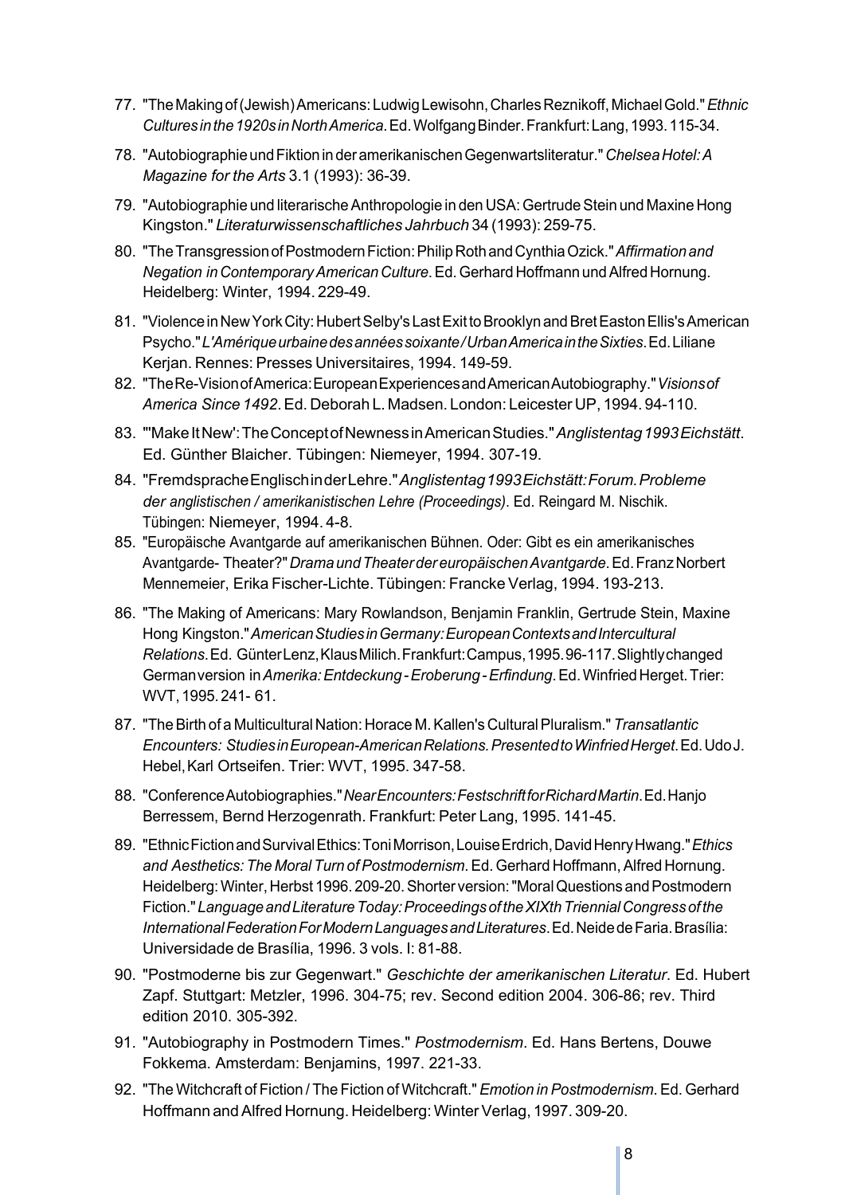77. "The Making of (Jewish) Americans: Ludwig Lewisohn, Charles Reznikoff, Michael Gold." *Ethnic Cultures in the 1920s in North America*. Ed. Wolfgang Binder. Frankfurt: Lang, 1993. 115-34.
78. "Autobiographie und Fiktion in der amerikanischen Gegenwartsliteratur." *Chelsea Hotel: A Magazine for the Arts* 3.1 (1993): 36-39.
79. "Autobiographie und literarische Anthropologie in den USA: Gertrude Stein und Maxine Hong Kingston." *Literaturwissenschaftliches Jahrbuch* 34 (1993): 259-75.
80. "The Transgression of Postmodern Fiction: Philip Roth and Cynthia Ozick." *Affirmation and Negation in Contemporary American Culture*. Ed. Gerhard Hoffmann und Alfred Hornung. Heidelberg: Winter, 1994. 229-49.
81. "Violence in New York City: Hubert Selby's Last Exit to Brooklyn and Bret Easton Ellis's American Psycho." *L'Amérique urbaine des années soixante / Urban America in the Sixties*. Ed. Liliane Kerjan. Rennes: Presses Universitaires, 1994. 149-59.
82. "The Re-Vision of America: European Experiences and American Autobiography." *Visions of America Since 1492*. Ed. Deborah L. Madsen. London: Leicester UP, 1994. 94-110.
83. "'Make It New': The Concept of Newness in American Studies." *Anglistentag 1993 Eichstätt*. Ed. Günther Blaicher. Tübingen: Niemeyer, 1994. 307-19.
84. "Fremdsprache Englisch in der Lehre." *Anglistentag 1993 Eichstätt: Forum. Probleme der anglistischen / amerikanistischen Lehre (Proceedings)*. Ed. Reingard M. Nischik. Tübingen: Niemeyer, 1994. 4-8.
85. "Europäische Avantgarde auf amerikanischen Bühnen. Oder: Gibt es ein amerikanisches Avantgarde- Theater?" *Drama und Theater der europäischen Avantgarde*. Ed. Franz Norbert Mennemeier, Erika Fischer-Lichte. Tübingen: Francke Verlag, 1994. 193-213.
86. "The Making of Americans: Mary Rowlandson, Benjamin Franklin, Gertrude Stein, Maxine Hong Kingston." *American Studies in Germany: European Contexts and Intercultural Relations*. Ed. Günter Lenz, Klaus Milich. Frankfurt: Campus, 1995. 96-117. Slightly changed German version in *Amerika: Entdeckung - Eroberung - Erfindung*. Ed. Winfried Herget. Trier: WVT, 1995. 241- 61.
87. "The Birth of a Multicultural Nation: Horace M. Kallen's Cultural Pluralism." *Transatlantic Encounters: Studies in European-American Relations. Presented to Winfried Herget*. Ed. Udo J. Hebel, Karl Ortseifen. Trier: WVT, 1995. 347-58.
88. "Conference Autobiographies." *Near Encounters: Festschrift for Richard Martin*. Ed. Hanjo Berressem, Bernd Herzogenrath. Frankfurt: Peter Lang, 1995. 141-45.
89. "Ethnic Fiction and Survival Ethics: Toni Morrison, Louise Erdrich, David Henry Hwang." *Ethics and Aesthetics: The Moral Turn of Postmodernism*. Ed. Gerhard Hoffmann, Alfred Hornung. Heidelberg: Winter, Herbst 1996. 209-20. Shorter version: "Moral Questions and Postmodern Fiction." *Language and Literature Today: Proceedings of the XIXth Triennial Congress of the International Federation For Modern Languages and Literatures*. Ed. Neide de Faria. Brasília: Universidade de Brasília, 1996. 3 vols. I: 81-88.
90. "Postmoderne bis zur Gegenwart." *Geschichte der amerikanischen Literatur*. Ed. Hubert Zapf. Stuttgart: Metzler, 1996. 304-75; rev. Second edition 2004. 306-86; rev. Third edition 2010. 305-392.
91. "Autobiography in Postmodern Times." *Postmodernism*. Ed. Hans Bertens, Douwe Fokkema. Amsterdam: Benjamins, 1997. 221-33.
92. "The Witchcraft of Fiction / The Fiction of Witchcraft." *Emotion in Postmodernism*. Ed. Gerhard Hoffmann and Alfred Hornung. Heidelberg: Winter Verlag, 1997. 309-20.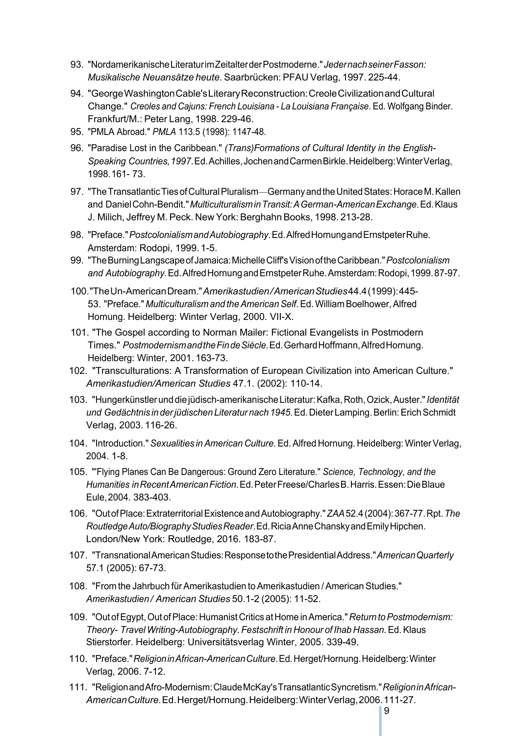93. "Nordamerikanische Literatur im Zeitalter der Postmoderne." *Jeder nach seiner Fasson: Musikalische Neuansätze heute*. Saarbrücken: PFAU Verlag, 1997. 225-44.
94. "George Washington Cable's Literary Reconstruction: Creole Civilization and Cultural Change." *Creoles and Cajuns: French Louisiana - La Louisiana Française*. Ed. Wolfgang Binder. Frankfurt/M.: Peter Lang, 1998. 229-46.
95. "PMLA Abroad." *PMLA* 113.5 (1998): 1147-48.
96. "Paradise Lost in the Caribbean." *(Trans)Formations of Cultural Identity in the English-Speaking Countries, 1997*. Ed. Achilles, Jochen and Carmen Birkle. Heidelberg: Winter Verlag, 1998. 161- 73.
97. "The Transatlantic Ties of Cultural Pluralism—Germany and the United States: Horace M. Kallen and Daniel Cohn-Bendit." *Multiculturalism in Transit: A German-American Exchange*. Ed. Klaus J. Milich, Jeffrey M. Peck. New York: Berghahn Books, 1998. 213-28.
98. "Preface." *Postcolonialism and Autobiography*. Ed. Alfred Hornung and Ernstpeter Ruhe. Amsterdam: Rodopi, 1999. 1-5.
99. "The Burning Langscape of Jamaica: Michelle Cliff's Vision of the Caribbean." *Postcolonialism and Autobiography*. Ed. Alfred Hornung and Ernstpeter Ruhe. Amsterdam: Rodopi, 1999. 87-97.
100. "The Un-American Dream." *Amerikastudien / American Studies* 44.4 (1999): 445-53. "Preface." *Multiculturalism and the American Self*. Ed. William Boelhower, Alfred Hornung. Heidelberg: Winter Verlag, 2000. VII-X.
101. "The Gospel according to Norman Mailer: Fictional Evangelists in Postmodern Times." *Postmodernism and the Fin de Siècle*. Ed. Gerhard Hoffmann, Alfred Hornung. Heidelberg: Winter, 2001. 163-73.
102. "Transculturations: A Transformation of European Civilization into American Culture." *Amerikastudien/American Studies* 47.1. (2002): 110-14.
103. "Hungerkünstler und die jüdisch-amerikanische Literatur: Kafka, Roth, Ozick, Auster." *Identität und Gedächtnis in der jüdischen Literatur nach 1945*. Ed. Dieter Lamping. Berlin: Erich Schmidt Verlag, 2003. 116-26.
104. "Introduction." *Sexualities in American Culture*. Ed. Alfred Hornung. Heidelberg: Winter Verlag, 2004. 1-8.
105. "'Flying Planes Can Be Dangerous: Ground Zero Literature." *Science, Technology, and the Humanities in Recent American Fiction*. Ed. Peter Freese/Charles B. Harris. Essen: Die Blaue Eule, 2004. 383-403.
106. "Out of Place: Extraterritorial Existence and Autobiography." *ZAA* 52.4 (2004): 367-77. Rpt. *The Routledge Auto/Biography Studies Reader*. Ed. Ricia Anne Chansky and Emily Hipchen. London/New York: Routledge, 2016. 183-87.
107. "Transnational American Studies: Response to the Presidential Address." *American Quarterly* 57.1 (2005): 67-73.
108. "From the Jahrbuch für Amerikastudien to Amerikastudien / American Studies." *Amerikastudien / American Studies* 50.1-2 (2005): 11-52.
109. "Out of Egypt, Out of Place: Humanist Critics at Home in America." *Return to Postmodernism: Theory- Travel Writing-Autobiography. Festschrift in Honour of Ihab Hassan.* Ed. Klaus Stierstorfer. Heidelberg: Universitätsverlag Winter, 2005. 339-49.
110. "Preface." *Religion in African-American Culture*. Ed. Herget/Hornung. Heidelberg: Winter Verlag, 2006. 7-12.
111. "Religion and Afro-Modernism: Claude McKay's Transatlantic Syncretism." *Religion in African-American Culture*. Ed. Herget/Hornung. Heidelberg: Winter Verlag, 2006. 111-27.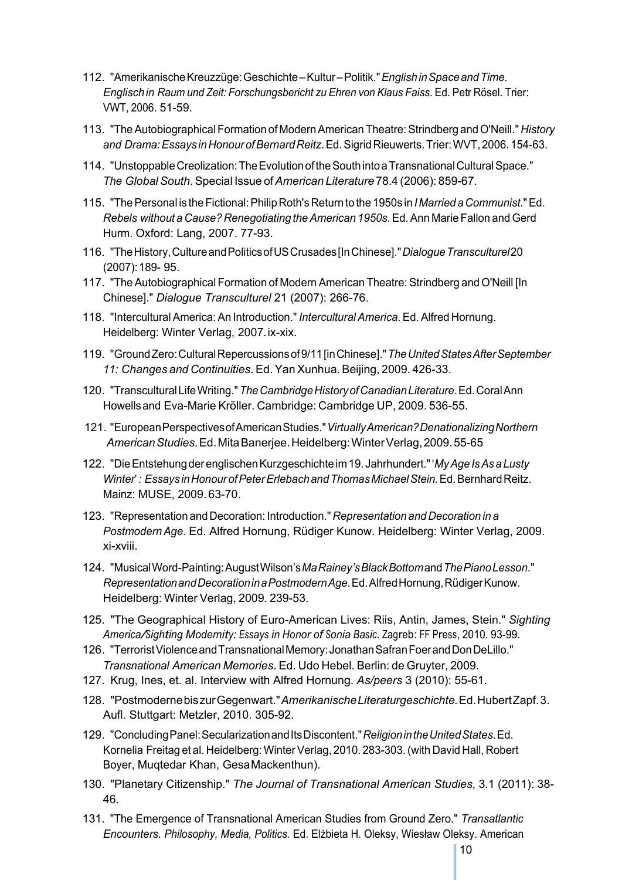112. "Amerikanische Kreuzzüge: Geschichte – Kultur – Politik." *English in Space and Time. Englisch in Raum und Zeit: Forschungsbericht zu Ehren von Klaus Faiss*. Ed. Petr Rösel. Trier: VWT, 2006. 51-59.

113. "The Autobiographical Formation of Modern American Theatre: Strindberg and O'Neill." *History and Drama: Essays in Honour of Bernard Reitz*. Ed. Sigrid Rieuwerts. Trier: WVT, 2006. 154-63.

114. "Unstoppable Creolization: The Evolution of the South into a Transnational Cultural Space." *The Global South*. Special Issue of *American Literature* 78.4 (2006): 859-67.

115. "The Personal is the Fictional: Philip Roth's Return to the 1950s in *I Married a Communist*." Ed. *Rebels without a Cause? Renegotiating the American 1950s*. Ed. Ann Marie Fallon and Gerd Hurm. Oxford: Lang, 2007. 77-93.

116. "The History, Culture and Politics of US Crusades [In Chinese]." *Dialogue Transculturel* 20 (2007): 189- 95.

117. "The Autobiographical Formation of Modern American Theatre: Strindberg and O'Neill [In Chinese]." *Dialogue Transculturel* 21 (2007): 266-76.

118. "Intercultural America: An Introduction." *Intercultural America*. Ed. Alfred Hornung. Heidelberg: Winter Verlag, 2007. ix-xix.

119. "Ground Zero: Cultural Repercussions of 9/11 [in Chinese]." *The United States After September 11: Changes and Continuities*. Ed. Yan Xunhua. Beijing, 2009. 426-33.

120. "Transcultural Life Writing." *The Cambridge History of Canadian Literature*. Ed. Coral Ann Howells and Eva-Marie Kröller. Cambridge: Cambridge UP, 2009. 536-55.

121. "European Perspectives of American Studies." *Virtually American? Denationalizing Northern American Studies*. Ed. Mita Banerjee. Heidelberg: Winter Verlag, 2009. 55-65

122. "Die Entstehung der englischen Kurzgeschichte im 19. Jahrhundert." '*My Age Is As a Lusty Winter*' *: Essays in Honour of Peter Erlebach and Thomas Michael Stein.* Ed. Bernhard Reitz. Mainz: MUSE, 2009. 63-70.

123. "Representation and Decoration: Introduction." *Representation and Decoration in a Postmodern Age*. Ed. Alfred Hornung, Rüdiger Kunow. Heidelberg: Winter Verlag, 2009. xi-xviii.

124. "Musical Word-Painting: August Wilson's *Ma Rainey's Black Bottom* and *The Piano Lesson*." *Representation and Decoration in a Postmodern Age*. Ed. Alfred Hornung, Rüdiger Kunow. Heidelberg: Winter Verlag, 2009. 239-53.

125. "The Geographical History of Euro-American Lives: Riis, Antin, James, Stein." *Sighting America/Sighting Modernity: Essays in Honor of Sonia Basic*. Zagreb: FF Press, 2010. 93-99.

126. "Terrorist Violence and Transnational Memory: Jonathan Safran Foer and Don DeLillo." *Transnational American Memories*. Ed. Udo Hebel. Berlin: de Gruyter, 2009.

127. Krug, Ines, et. al. Interview with Alfred Hornung. *As/peers* 3 (2010): 55-61.

128. "Postmoderne bis zur Gegenwart." *Amerikanische Literaturgeschichte.* Ed. Hubert Zapf. 3. Aufl. Stuttgart: Metzler, 2010. 305-92.

129. "Concluding Panel: Secularization and Its Discontent." *Religion in the United States*. Ed. Kornelia Freitag et al. Heidelberg: Winter Verlag, 2010. 283-303. (with David Hall, Robert Boyer, Muqtedar Khan, Gesa Mackenthun).

130. "Planetary Citizenship." *The Journal of Transnational American Studies*, 3.1 (2011): 38-46.

131. "The Emergence of Transnational American Studies from Ground Zero." *Transatlantic Encounters. Philosophy, Media, Politics.* Ed. Elżbieta H. Oleksy, Wiesław Oleksy. American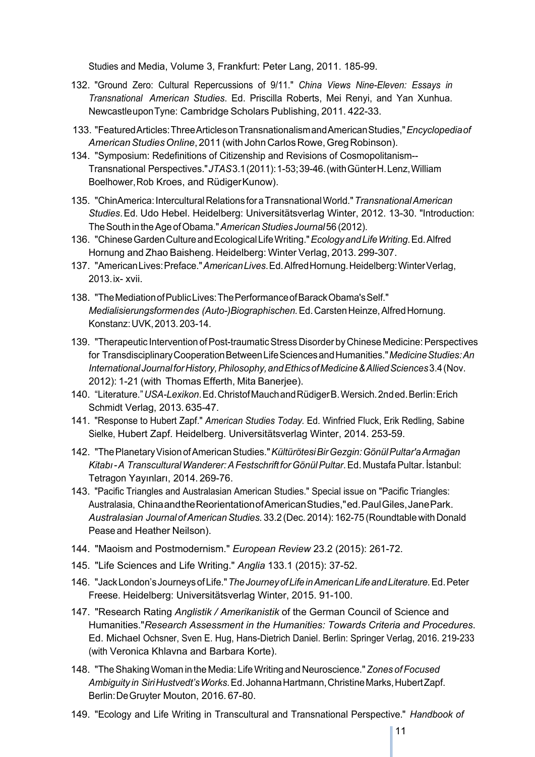Studies and Media, Volume 3, Frankfurt: Peter Lang, 2011. 185-99.

132. "Ground Zero: Cultural Repercussions of 9/11." *China Views Nine-Eleven: Essays in Transnational American Studies*. Ed. Priscilla Roberts, Mei Renyi, and Yan Xunhua. Newcastle upon Tyne: Cambridge Scholars Publishing, 2011. 422-33.

133. "Featured Articles: Three Articles on Transnationalism and American Studies," *Encyclopedia of American Studies Online*, 2011 (with John Carlos Rowe, Greg Robinson).

134. "Symposium: Redefinitions of Citizenship and Revisions of Cosmopolitanism--Transnational Perspectives." *JTAS* 3.1 (2011): 1-53; 39-46. (with Günter H. Lenz, William Boelhower, Rob Kroes, and Rüdiger Kunow).

135. "ChinAmerica: Intercultural Relations for a Transnational World." *Transnational American Studies*. Ed. Udo Hebel. Heidelberg: Universitätsverlag Winter, 2012. 13-30. "Introduction: The South in the Age of Obama." *American Studies Journal* 56 (2012).

136. "Chinese Garden Culture and Ecological Life Writing." *Ecology and Life Writing*. Ed. Alfred Hornung and Zhao Baisheng. Heidelberg: Winter Verlag, 2013. 299-307.

137. "American Lives: Preface." *American Lives*. Ed. Alfred Hornung. Heidelberg: Winter Verlag, 2013. ix- xvii.

138. "The Mediation of Public Lives: The Performance of Barack Obama's Self." *Medialisierungsformen des (Auto-)Biographischen.* Ed. Carsten Heinze, Alfred Hornung. Konstanz: UVK, 2013. 203-14.

139. "Therapeutic Intervention of Post-traumatic Stress Disorder by Chinese Medicine: Perspectives for Transdisciplinary Cooperation Between Life Sciences and Humanities." *Medicine Studies: An International Journal for History, Philosophy, and Ethics of Medicine & Allied Sciences* 3.4 (Nov. 2012): 1-21 (with Thomas Efferth, Mita Banerjee).

140. "Literature." *USA-Lexikon*. Ed. Christof Mauch and Rüdiger B. Wersich. 2nd ed. Berlin: Erich Schmidt Verlag, 2013. 635-47.

141. "Response to Hubert Zapf." *American Studies Today.* Ed. Winfried Fluck, Erik Redling, Sabine Sielke, Hubert Zapf. Heidelberg. Universitätsverlag Winter, 2014. 253-59.

142. "The Planetary Vision of American Studies." *Kültürötesi Bir Gezgin: Gönül Pultar'a Armağan Kitabı - A Transcultural Wanderer: A Festschrift for Gönül Pultar*. Ed. Mustafa Pultar. İstanbul: Tetragon Yayınları, 2014. 269-76.

143. "Pacific Triangles and Australasian American Studies." Special issue on "Pacific Triangles: Australasia, China and the Reorientation of American Studies," ed. Paul Giles, Jane Park. *Australasian Journal of American Studies.* 33.2 (Dec. 2014): 162-75 (Roundtable with Donald Pease and Heather Neilson).

144. "Maoism and Postmodernism." *European Review* 23.2 (2015): 261-72.

145. "Life Sciences and Life Writing." *Anglia* 133.1 (2015): 37-52.

146. "Jack London's Journeys of Life." *The Journey of Life in American Life and Literature.* Ed. Peter Freese. Heidelberg: Universitätsverlag Winter, 2015. 91-100.

147. "Research Rating *Anglistik / Amerikanistik* of the German Council of Science and Humanities."*Research Assessment in the Humanities: Towards Criteria and Procedures*. Ed. Michael Ochsner, Sven E. Hug, Hans-Dietrich Daniel. Berlin: Springer Verlag, 2016. 219-233 (with Veronica Khlavna and Barbara Korte).

148. "The Shaking Woman in the Media: Life Writing and Neuroscience." *Zones of Focused Ambiguity in Siri Hustvedt's Works.* Ed. Johanna Hartmann, Christine Marks, Hubert Zapf. Berlin: De Gruyter Mouton, 2016. 67-80.

149. "Ecology and Life Writing in Transcultural and Transnational Perspective." *Handbook of*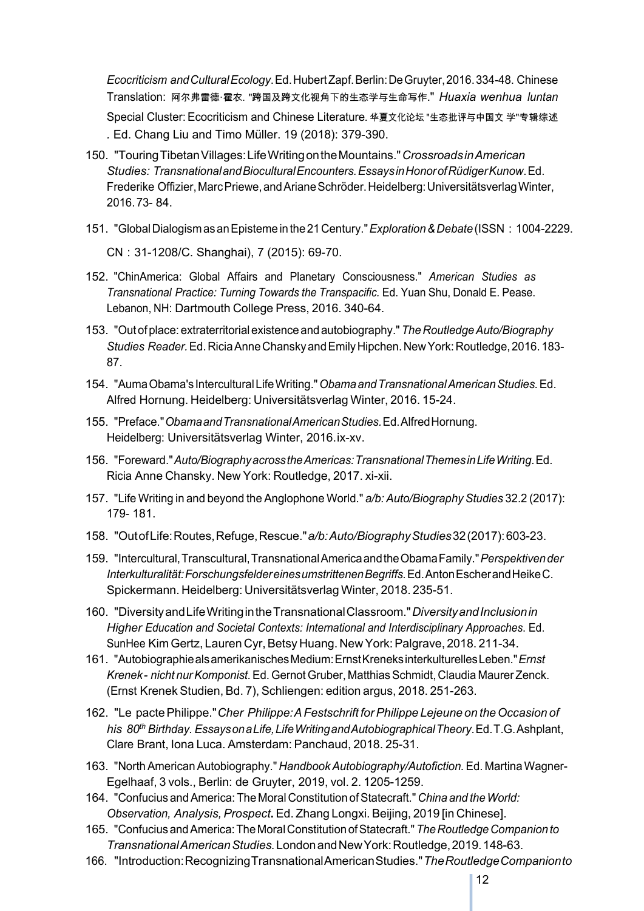*Ecocriticism and Cultural Ecology*. Ed. Hubert Zapf. Berlin: De Gruyter, 2016. 334-48. Chinese Translation: 阿尔弗雷德·霍农. "跨国及跨文化视角下的生态学与生命写作." *Huaxia wenhua luntan* Special Cluster: Ecocriticism and Chinese Literature. 华夏文化论坛 "生态批评与中国文 学"专辑综述 . Ed. Chang Liu and Timo Müller. 19 (2018): 379-390.

150. "Touring Tibetan Villages: Life Writing on the Mountains." *Crossroads in American Studies: Transnational and Biocultural Encounters. Essays in Honor of Rüdiger Kunow*. Ed. Frederike Offizier, Marc Priewe, and Ariane Schröder. Heidelberg: Universitätsverlag Winter, 2016. 73- 84.
151. "Global Dialogism as an Episteme in the 21 Century." *Exploration & Debate* (ISSN：1004-2229. CN：31-1208/C. Shanghai), 7 (2015): 69-70.
152. "ChinAmerica: Global Affairs and Planetary Consciousness." *American Studies as Transnational Practice: Turning Towards the Transpacific.* Ed. Yuan Shu, Donald E. Pease. Lebanon, NH: Dartmouth College Press, 2016. 340-64.
153. "Out of place: extraterritorial existence and autobiography." *The Routledge Auto/Biography Studies Reader.* Ed. Ricia Anne Chansky and Emily Hipchen. New York: Routledge, 2016. 183-87.
154. "Auma Obama's Intercultural Life Writing." *Obama and Transnational American Studies.* Ed. Alfred Hornung. Heidelberg: Universitätsverlag Winter, 2016. 15-24.
155. "Preface." *Obama and Transnational American Studies.* Ed. Alfred Hornung. Heidelberg: Universitätsverlag Winter, 2016. ix-xv.
156. "Foreward." *Auto/Biography across the Americas: Transnational Themes in Life Writing.* Ed. Ricia Anne Chansky. New York: Routledge, 2017. xi-xii.
157. "Life Writing in and beyond the Anglophone World." *a/b: Auto/Biography Studies* 32.2 (2017): 179- 181.
158. "Out of Life: Routes, Refuge, Rescue." *a/b: Auto/Biography Studies* 32 (2017): 603-23.
159. "Intercultural, Transcultural, Transnational America and the Obama Family." *Perspektiven der Interkulturalität: Forschungsfelder eines umstrittenen Begriffs.* Ed. Anton Escher and Heike C. Spickermann. Heidelberg: Universitätsverlag Winter, 2018. 235-51.
160. "Diversity and Life Writing in the Transnational Classroom." *Diversity and Inclusion in Higher Education and Societal Contexts: International and Interdisciplinary Approaches.* Ed. SunHee Kim Gertz, Lauren Cyr, Betsy Huang. New York: Palgrave, 2018. 211-34.
161. "Autobiographie als amerikanisches Medium: Ernst Kreneks interkulturelles Leben." *Ernst Krenek - nicht nur Komponist.* Ed. Gernot Gruber, Matthias Schmidt, Claudia Maurer Zenck. (Ernst Krenek Studien, Bd. 7), Schliengen: edition argus, 2018. 251-263.
162. "Le pacte Philippe." *Cher Philippe: A Festschrift for Philippe Lejeune on the Occasion of his 80th Birthday. Essays on a Life, Life Writing and Autobiographical Theory.* Ed. T.G. Ashplant, Clare Brant, Iona Luca. Amsterdam: Panchaud, 2018. 25-31.
163. "North American Autobiography." *Handbook Autobiography/Autofiction.* Ed. Martina Wagner-Egelhaaf, 3 vols., Berlin: de Gruyter, 2019, vol. 2. 1205-1259.
164. "Confucius and America: The Moral Constitution of Statecraft." *China and the World: Observation, Analysis, Prospect***.** Ed. Zhang Longxi. Beijing, 2019 [in Chinese].
165. "Confucius and America: The Moral Constitution of Statecraft." *The Routledge Companion to Transnational American Studies.* London and New York: Routledge, 2019. 148-63.
166. "Introduction: Recognizing Transnational American Studies." *The Routledge Companion to*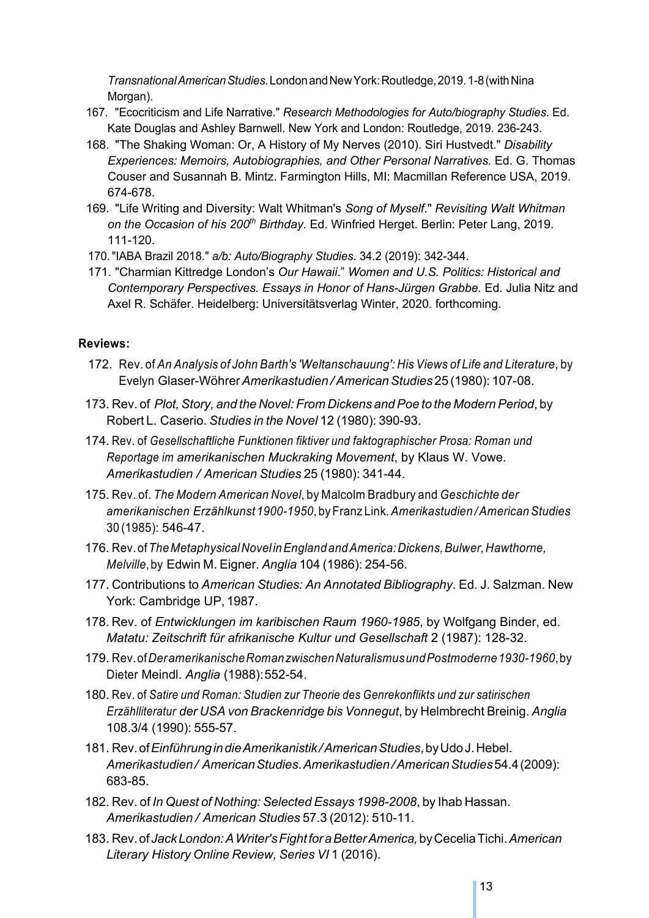*Transnational American Studies.* London and New York: Routledge, 2019. 1-8 (with Nina Morgan).

167. "Ecocriticism and Life Narrative." *Research Methodologies for Auto/biography Studies*. Ed. Kate Douglas and Ashley Barnwell. New York and London: Routledge, 2019. 236-243.
168. "The Shaking Woman: Or, A History of My Nerves (2010). Siri Hustvedt." *Disability Experiences: Memoirs, Autobiographies, and Other Personal Narratives.* Ed. G. Thomas Couser and Susannah B. Mintz. Farmington Hills, MI: Macmillan Reference USA, 2019. 674-678.
169. "Life Writing and Diversity: Walt Whitman's *Song of Myself*." *Revisiting Walt Whitman on the Occasion of his 200th Birthday*. Ed. Winfried Herget. Berlin: Peter Lang, 2019. 111-120.
170. "IABA Brazil 2018." *a/b: Auto/Biography Studies*. 34.2 (2019): 342-344.
171. "Charmian Kittredge London's *Our Hawaii*." *Women and U.S. Politics: Historical and Contemporary Perspectives. Essays in Honor of Hans-Jürgen Grabbe.* Ed. Julia Nitz and Axel R. Schäfer. Heidelberg: Universitätsverlag Winter, 2020. forthcoming.

**Reviews:**

172. Rev. of *An Analysis of John Barth's 'Weltanschauung': His Views of Life and Literature*, by Evelyn Glaser-Wöhrer *Amerikastudien / American Studies* 25 (1980): 107-08.
173. Rev. of *Plot, Story, and the Novel: From Dickens and Poe to the Modern Period*, by Robert L. Caserio. *Studies in the Novel* 12 (1980): 390-93.
174. Rev. of *Gesellschaftliche Funktionen fiktiver und faktographischer Prosa: Roman und Reportage im amerikanischen Muckraking Movement*, by Klaus W. Vowe. *Amerikastudien / American Studies* 25 (1980): 341-44.
175. Rev. of. *The Modern American Novel*, by Malcolm Bradbury and *Geschichte der amerikanischen Erzählkunst 1900-1950*, by Franz Link. *Amerikastudien / American Studies* 30 (1985): 546-47.
176. Rev. of *The Metaphysical Novel in England and America: Dickens, Bulwer, Hawthorne, Melville*, by Edwin M. Eigner. *Anglia* 104 (1986): 254-56.
177. Contributions to *American Studies: An Annotated Bibliography*. Ed. J. Salzman. New York: Cambridge UP, 1987.
178. Rev. of *Entwicklungen im karibischen Raum 1960-1985*, by Wolfgang Binder, ed. *Matatu: Zeitschrift für afrikanische Kultur und Gesellschaft* 2 (1987): 128-32.
179. Rev. of *Der amerikanische Roman zwischen Naturalismus und Postmoderne 1930-1960*, by Dieter Meindl. *Anglia* (1988): 552-54.
180. Rev. of *Satire und Roman: Studien zur Theorie des Genrekonflikts und zur satirischen Erzählliteratur der USA von Brackenridge bis Vonnegut*, by Helmbrecht Breinig. *Anglia* 108.3/4 (1990): 555-57.
181. Rev. of *Einführung in die Amerikanistik / American Studies*, by Udo J. Hebel. *Amerikastudien / American Studies*. *Amerikastudien / American Studies* 54.4 (2009): 683-85.
182. Rev. of *In Quest of Nothing: Selected Essays 1998-2008*, by Ihab Hassan. *Amerikastudien / American Studies* 57.3 (2012): 510-11.
183. Rev. of *Jack London: A Writer's Fight for a Better America,* by Cecelia Tichi. *American Literary History Online Review, Series VI* 1 (2016).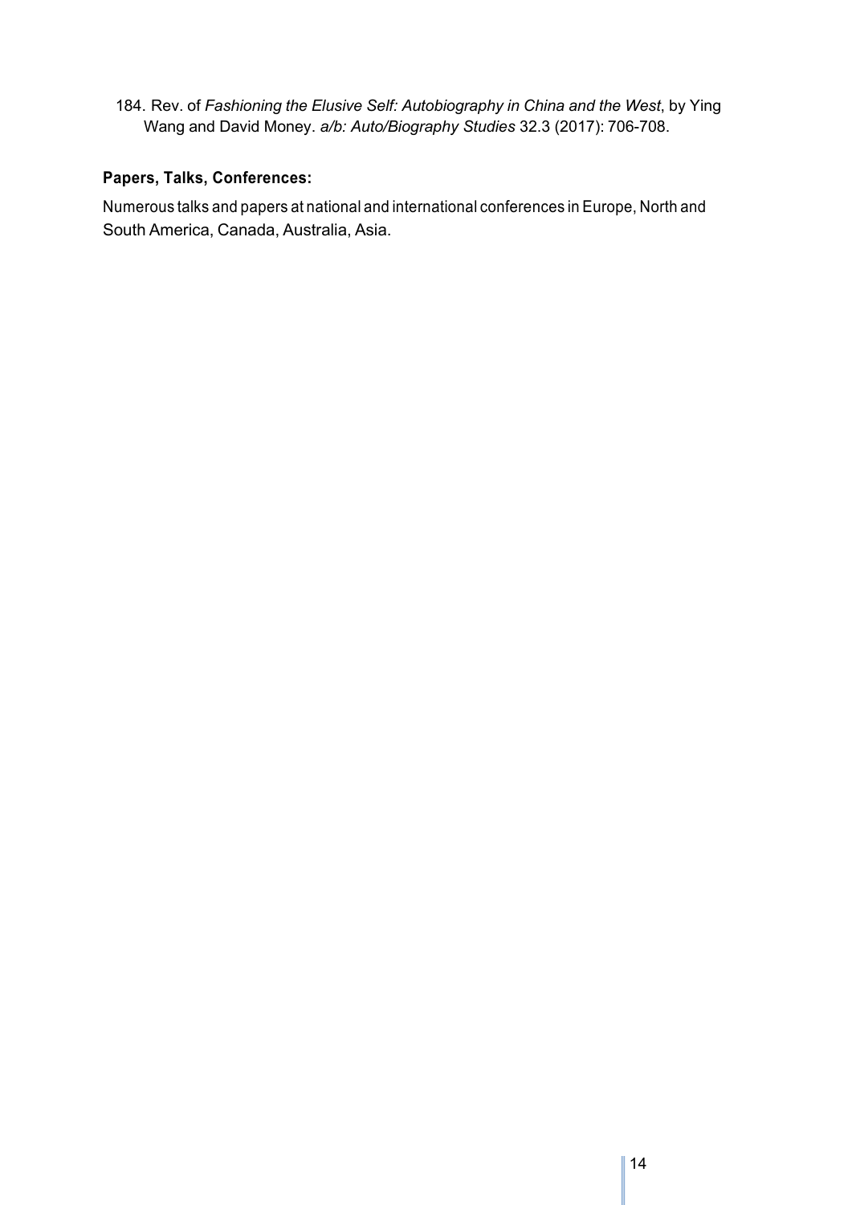184. Rev. of *Fashioning the Elusive Self: Autobiography in China and the West*, by Ying Wang and David Money. *a/b: Auto/Biography Studies* 32.3 (2017): 706-708.

**Papers, Talks, Conferences:**

Numerous talks and papers at national and international conferences in Europe, North and South America, Canada, Australia, Asia.